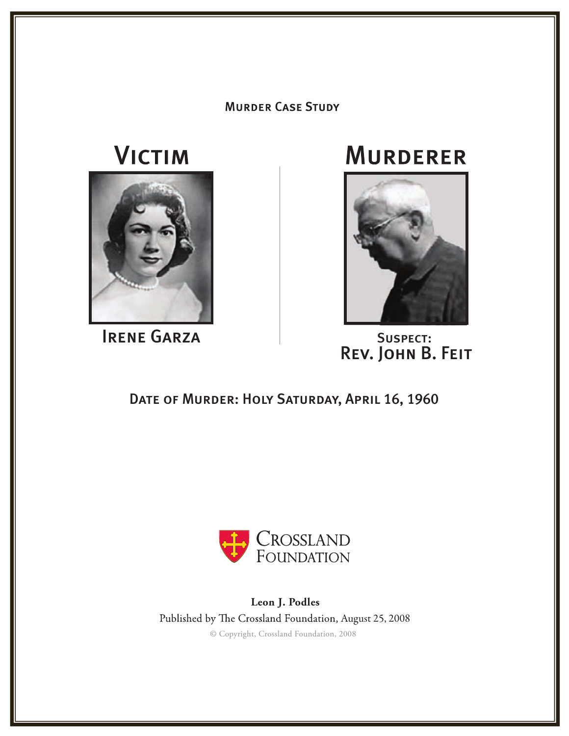MURDER CASE STUDY

# VICTIM

IRENE GARZA

# MURDERER

SUSPECT:
REV. JOHN B. FEIT

## DATE OF MURDER: HOLY SATURDAY, APRIL 16, 1960

CROSSLAND FOUNDATION

**Leon J. Podles**

Published by The Crossland Foundation, August 25, 2008

© Copyright, Crossland Foundation, 2008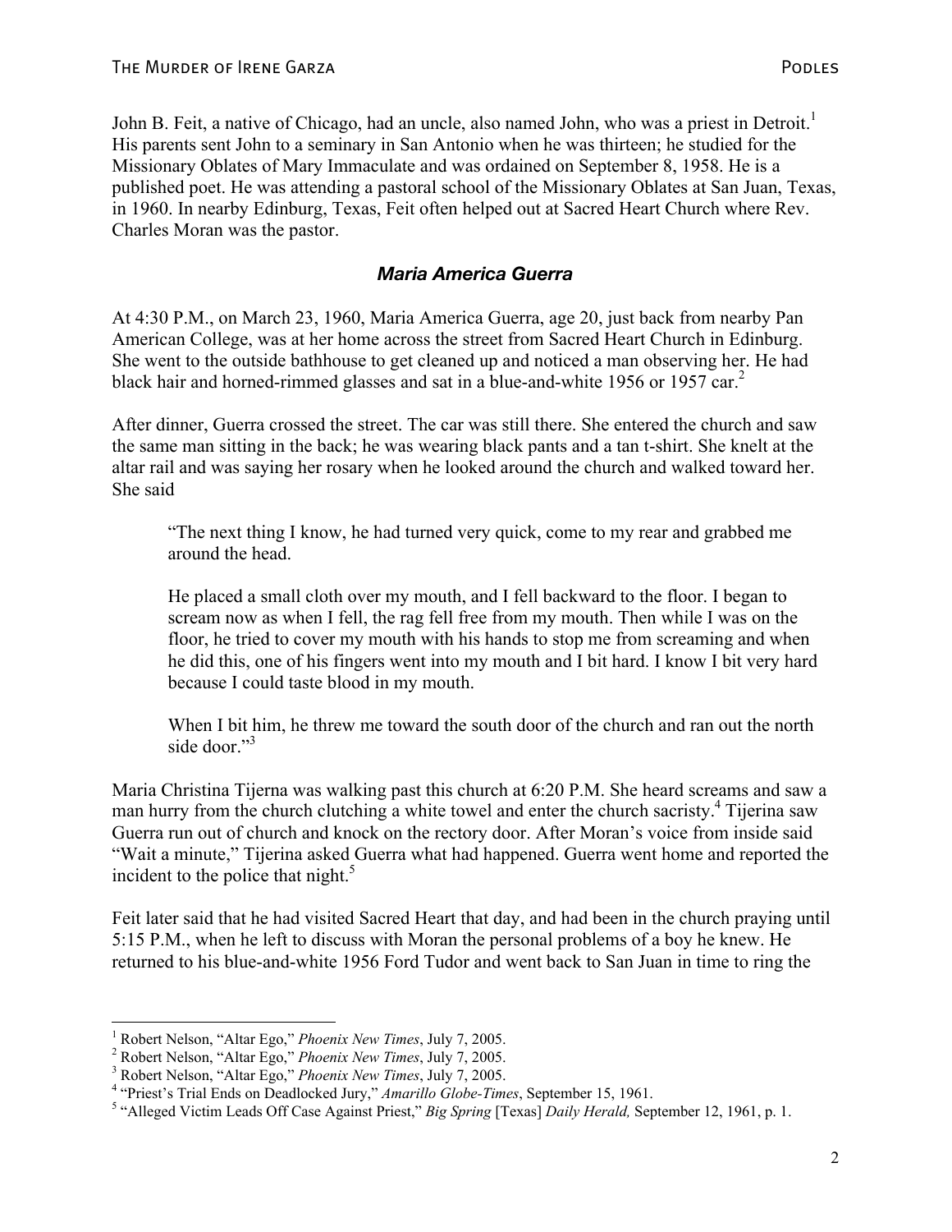John B. Feit, a native of Chicago, had an uncle, also named John, who was a priest in Detroit.[1] His parents sent John to a seminary in San Antonio when he was thirteen; he studied for the Missionary Oblates of Mary Immaculate and was ordained on September 8, 1958. He is a published poet. He was attending a pastoral school of the Missionary Oblates at San Juan, Texas, in 1960. In nearby Edinburg, Texas, Feit often helped out at Sacred Heart Church where Rev. Charles Moran was the pastor.

## *Maria America Guerra*

At 4:30 P.M., on March 23, 1960, Maria America Guerra, age 20, just back from nearby Pan American College, was at her home across the street from Sacred Heart Church in Edinburg. She went to the outside bathhouse to get cleaned up and noticed a man observing her. He had black hair and horned-rimmed glasses and sat in a blue-and-white 1956 or 1957 car.[2]

After dinner, Guerra crossed the street. The car was still there. She entered the church and saw the same man sitting in the back; he was wearing black pants and a tan t-shirt. She knelt at the altar rail and was saying her rosary when he looked around the church and walked toward her. She said

> "The next thing I know, he had turned very quick, come to my rear and grabbed me around the head.
>
> He placed a small cloth over my mouth, and I fell backward to the floor. I began to scream now as when I fell, the rag fell free from my mouth. Then while I was on the floor, he tried to cover my mouth with his hands to stop me from screaming and when he did this, one of his fingers went into my mouth and I bit hard. I know I bit very hard because I could taste blood in my mouth.
>
> When I bit him, he threw me toward the south door of the church and ran out the north side door."[3]

Maria Christina Tijerna was walking past this church at 6:20 P.M. She heard screams and saw a man hurry from the church clutching a white towel and enter the church sacristy.[4] Tijerna saw Guerra run out of church and knock on the rectory door. After Moran's voice from inside said "Wait a minute," Tijerna asked Guerra what had happened. Guerra went home and reported the incident to the police that night.[5]

Feit later said that he had visited Sacred Heart that day, and had been in the church praying until 5:15 P.M., when he left to discuss with Moran the personal problems of a boy he knew. He returned to his blue-and-white 1956 Ford Tudor and went back to San Juan in time to ring the

---

[1] Robert Nelson, "Altar Ego," *Phoenix New Times*, July 7, 2005.

[2] Robert Nelson, "Altar Ego," *Phoenix New Times*, July 7, 2005.

[3] Robert Nelson, "Altar Ego," *Phoenix New Times*, July 7, 2005.

[4] "Priest's Trial Ends on Deadlocked Jury," *Amarillo Globe-Times*, September 15, 1961.

[5] "Alleged Victim Leads Off Case Against Priest," *Big Spring* [Texas] *Daily Herald,* September 12, 1961, p. 1.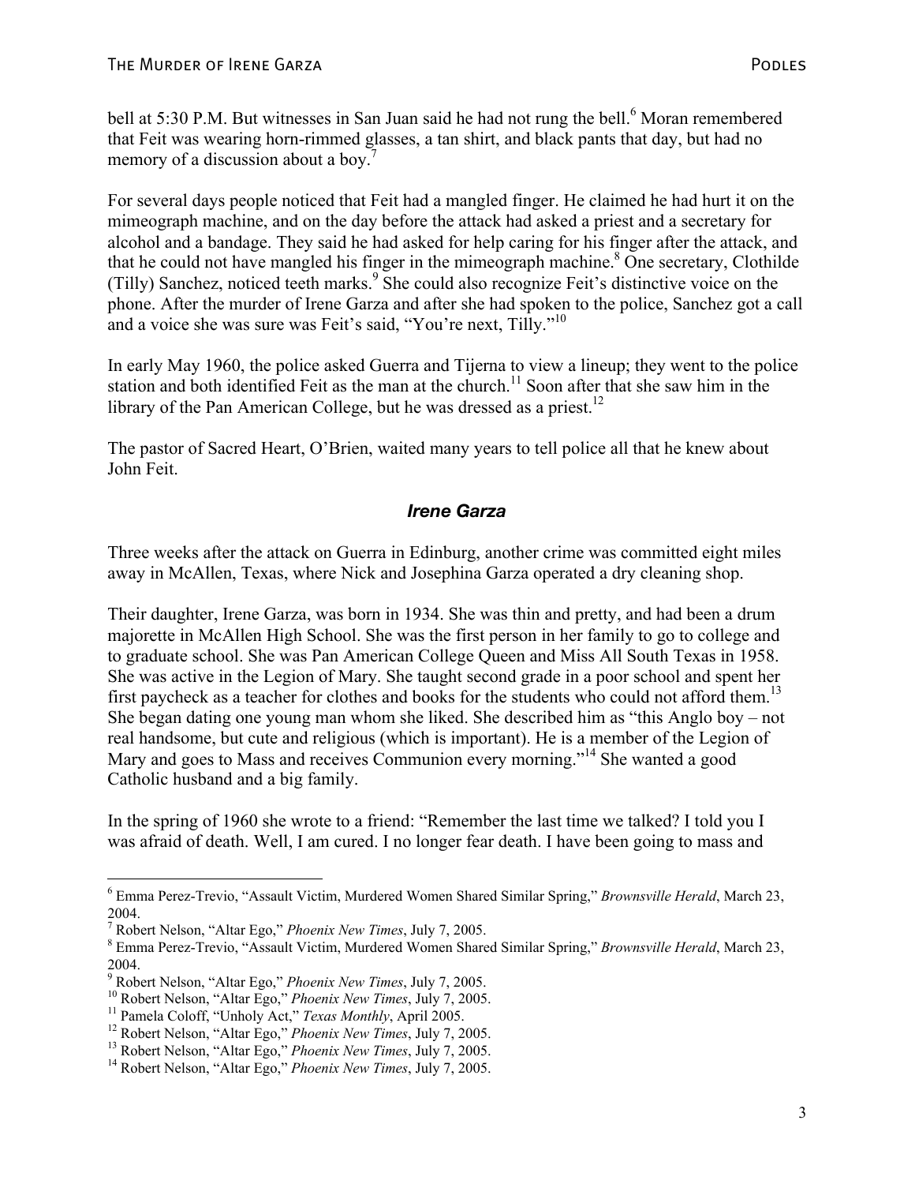bell at 5:30 P.M. But witnesses in San Juan said he had not rung the bell.[6] Moran remembered that Feit was wearing horn-rimmed glasses, a tan shirt, and black pants that day, but had no memory of a discussion about a boy.[7]

For several days people noticed that Feit had a mangled finger. He claimed he had hurt it on the mimeograph machine, and on the day before the attack had asked a priest and a secretary for alcohol and a bandage. They said he had asked for help caring for his finger after the attack, and that he could not have mangled his finger in the mimeograph machine.[8] One secretary, Clothilde (Tilly) Sanchez, noticed teeth marks.[9] She could also recognize Feit's distinctive voice on the phone. After the murder of Irene Garza and after she had spoken to the police, Sanchez got a call and a voice she was sure was Feit's said, "You're next, Tilly."[10]

In early May 1960, the police asked Guerra and Tijerna to view a lineup; they went to the police station and both identified Feit as the man at the church.[11] Soon after that she saw him in the library of the Pan American College, but he was dressed as a priest.[12]

The pastor of Sacred Heart, O'Brien, waited many years to tell police all that he knew about John Feit.

## *Irene Garza*

Three weeks after the attack on Guerra in Edinburg, another crime was committed eight miles away in McAllen, Texas, where Nick and Josephina Garza operated a dry cleaning shop.

Their daughter, Irene Garza, was born in 1934. She was thin and pretty, and had been a drum majorette in McAllen High School. She was the first person in her family to go to college and to graduate school. She was Pan American College Queen and Miss All South Texas in 1958. She was active in the Legion of Mary. She taught second grade in a poor school and spent her first paycheck as a teacher for clothes and books for the students who could not afford them.[13] She began dating one young man whom she liked. She described him as "this Anglo boy – not real handsome, but cute and religious (which is important). He is a member of the Legion of Mary and goes to Mass and receives Communion every morning."[14] She wanted a good Catholic husband and a big family.

In the spring of 1960 she wrote to a friend: "Remember the last time we talked? I told you I was afraid of death. Well, I am cured. I no longer fear death. I have been going to mass and

---

[6] Emma Perez-Trevio, "Assault Victim, Murdered Women Shared Similar Spring," *Brownsville Herald*, March 23, 2004.
[7] Robert Nelson, "Altar Ego," *Phoenix New Times*, July 7, 2005.
[8] Emma Perez-Trevio, "Assault Victim, Murdered Women Shared Similar Spring," *Brownsville Herald*, March 23, 2004.
[9] Robert Nelson, "Altar Ego," *Phoenix New Times*, July 7, 2005.
[10] Robert Nelson, "Altar Ego," *Phoenix New Times*, July 7, 2005.
[11] Pamela Coloff, "Unholy Act," *Texas Monthly*, April 2005.
[12] Robert Nelson, "Altar Ego," *Phoenix New Times*, July 7, 2005.
[13] Robert Nelson, "Altar Ego," *Phoenix New Times*, July 7, 2005.
[14] Robert Nelson, "Altar Ego," *Phoenix New Times*, July 7, 2005.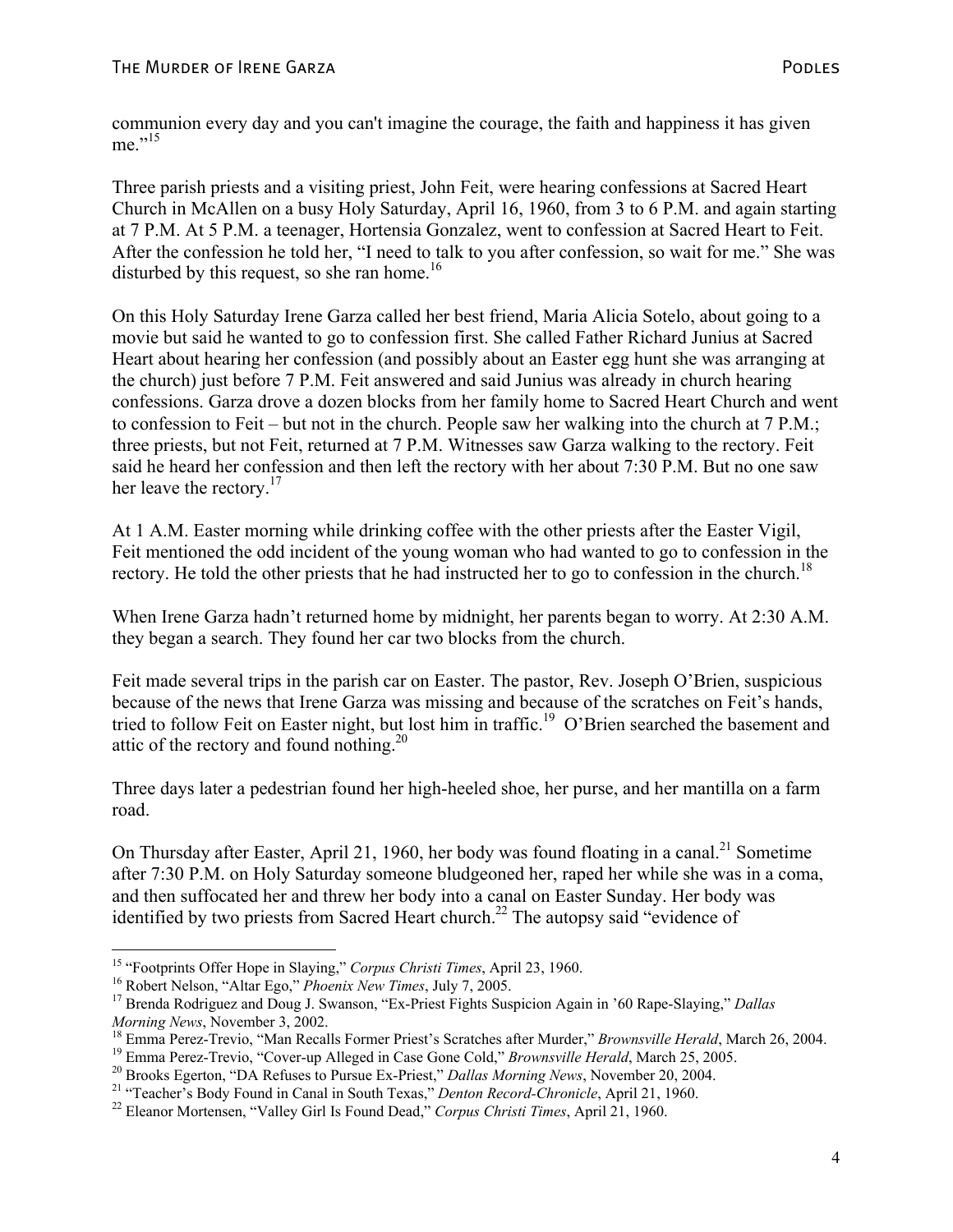communion every day and you can't imagine the courage, the faith and happiness it has given me."[15]

Three parish priests and a visiting priest, John Feit, were hearing confessions at Sacred Heart Church in McAllen on a busy Holy Saturday, April 16, 1960, from 3 to 6 P.M. and again starting at 7 P.M. At 5 P.M. a teenager, Hortensia Gonzalez, went to confession at Sacred Heart to Feit. After the confession he told her, "I need to talk to you after confession, so wait for me." She was disturbed by this request, so she ran home.[16]

On this Holy Saturday Irene Garza called her best friend, Maria Alicia Sotelo, about going to a movie but said he wanted to go to confession first. She called Father Richard Junius at Sacred Heart about hearing her confession (and possibly about an Easter egg hunt she was arranging at the church) just before 7 P.M. Feit answered and said Junius was already in church hearing confessions. Garza drove a dozen blocks from her family home to Sacred Heart Church and went to confession to Feit – but not in the church. People saw her walking into the church at 7 P.M.; three priests, but not Feit, returned at 7 P.M. Witnesses saw Garza walking to the rectory. Feit said he heard her confession and then left the rectory with her about 7:30 P.M. But no one saw her leave the rectory.[17]

At 1 A.M. Easter morning while drinking coffee with the other priests after the Easter Vigil, Feit mentioned the odd incident of the young woman who had wanted to go to confession in the rectory. He told the other priests that he had instructed her to go to confession in the church.[18]

When Irene Garza hadn't returned home by midnight, her parents began to worry. At 2:30 A.M. they began a search. They found her car two blocks from the church.

Feit made several trips in the parish car on Easter. The pastor, Rev. Joseph O'Brien, suspicious because of the news that Irene Garza was missing and because of the scratches on Feit's hands, tried to follow Feit on Easter night, but lost him in traffic.[19] O'Brien searched the basement and attic of the rectory and found nothing.[20]

Three days later a pedestrian found her high-heeled shoe, her purse, and her mantilla on a farm road.

On Thursday after Easter, April 21, 1960, her body was found floating in a canal.[21] Sometime after 7:30 P.M. on Holy Saturday someone bludgeoned her, raped her while she was in a coma, and then suffocated her and threw her body into a canal on Easter Sunday. Her body was identified by two priests from Sacred Heart church.[22] The autopsy said "evidence of

---

[15] "Footprints Offer Hope in Slaying," *Corpus Christi Times*, April 23, 1960.

[16] Robert Nelson, "Altar Ego," *Phoenix New Times*, July 7, 2005.

[17] Brenda Rodriguez and Doug J. Swanson, "Ex-Priest Fights Suspicion Again in '60 Rape-Slaying," *Dallas Morning News*, November 3, 2002.

[18] Emma Perez-Trevio, "Man Recalls Former Priest's Scratches after Murder," *Brownsville Herald*, March 26, 2004.

[19] Emma Perez-Trevio, "Cover-up Alleged in Case Gone Cold," *Brownsville Herald*, March 25, 2005.

[20] Brooks Egerton, "DA Refuses to Pursue Ex-Priest," *Dallas Morning News*, November 20, 2004.

[21] "Teacher's Body Found in Canal in South Texas," *Denton Record-Chronicle*, April 21, 1960.

[22] Eleanor Mortensen, "Valley Girl Is Found Dead," *Corpus Christi Times*, April 21, 1960.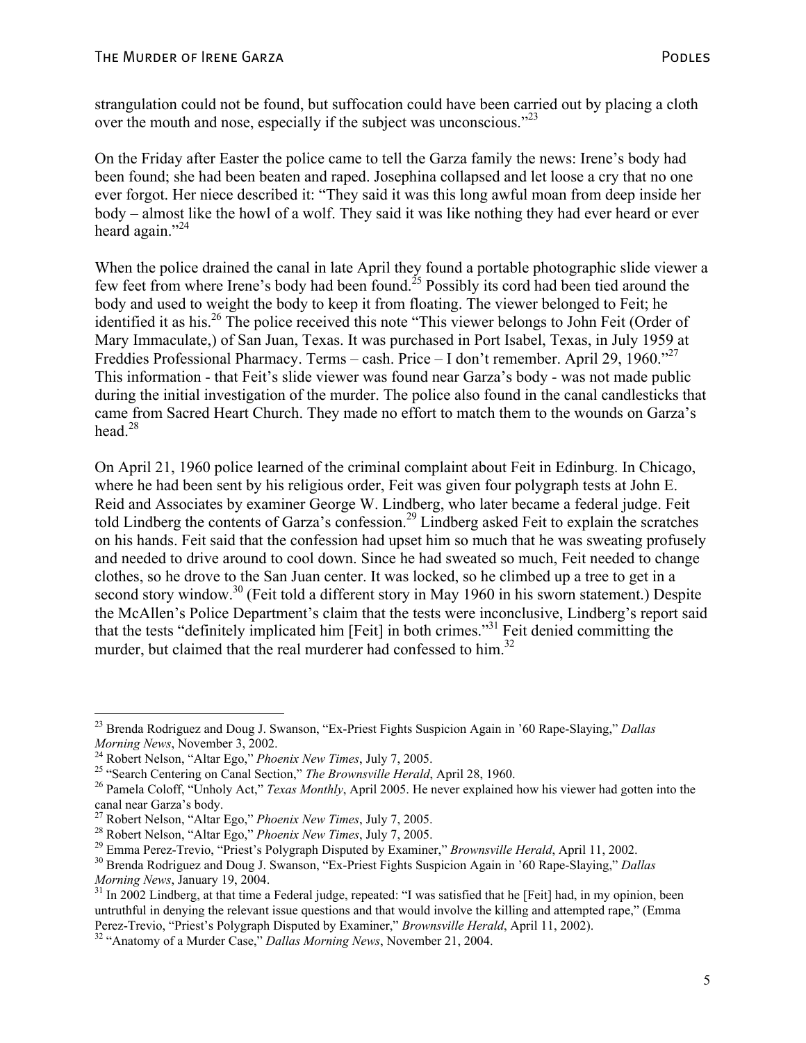strangulation could not be found, but suffocation could have been carried out by placing a cloth over the mouth and nose, especially if the subject was unconscious."[23]

On the Friday after Easter the police came to tell the Garza family the news: Irene's body had been found; she had been beaten and raped. Josephina collapsed and let loose a cry that no one ever forgot. Her niece described it: "They said it was this long awful moan from deep inside her body – almost like the howl of a wolf. They said it was like nothing they had ever heard or ever heard again."[24]

When the police drained the canal in late April they found a portable photographic slide viewer a few feet from where Irene's body had been found.[25] Possibly its cord had been tied around the body and used to weight the body to keep it from floating. The viewer belonged to Feit; he identified it as his.[26] The police received this note "This viewer belongs to John Feit (Order of Mary Immaculate,) of San Juan, Texas. It was purchased in Port Isabel, Texas, in July 1959 at Freddies Professional Pharmacy. Terms – cash. Price – I don't remember. April 29, 1960."[27] This information - that Feit's slide viewer was found near Garza's body - was not made public during the initial investigation of the murder. The police also found in the canal candlesticks that came from Sacred Heart Church. They made no effort to match them to the wounds on Garza's head.[28]

On April 21, 1960 police learned of the criminal complaint about Feit in Edinburg. In Chicago, where he had been sent by his religious order, Feit was given four polygraph tests at John E. Reid and Associates by examiner George W. Lindberg, who later became a federal judge. Feit told Lindberg the contents of Garza's confession.[29] Lindberg asked Feit to explain the scratches on his hands. Feit said that the confession had upset him so much that he was sweating profusely and needed to drive around to cool down. Since he had sweated so much, Feit needed to change clothes, so he drove to the San Juan center. It was locked, so he climbed up a tree to get in a second story window.[30] (Feit told a different story in May 1960 in his sworn statement.) Despite the McAllen's Police Department's claim that the tests were inconclusive, Lindberg's report said that the tests "definitely implicated him [Feit] in both crimes."[31] Feit denied committing the murder, but claimed that the real murderer had confessed to him.[32]

---

[23] Brenda Rodriguez and Doug J. Swanson, "Ex-Priest Fights Suspicion Again in '60 Rape-Slaying," *Dallas Morning News*, November 3, 2002.

[24] Robert Nelson, "Altar Ego," *Phoenix New Times*, July 7, 2005.

[25] "Search Centering on Canal Section," *The Brownsville Herald*, April 28, 1960.

[26] Pamela Coloff, "Unholy Act," *Texas Monthly*, April 2005. He never explained how his viewer had gotten into the canal near Garza's body.

[27] Robert Nelson, "Altar Ego," *Phoenix New Times*, July 7, 2005.

[28] Robert Nelson, "Altar Ego," *Phoenix New Times*, July 7, 2005.

[29] Emma Perez-Trevio, "Priest's Polygraph Disputed by Examiner," *Brownsville Herald*, April 11, 2002.

[30] Brenda Rodriguez and Doug J. Swanson, "Ex-Priest Fights Suspicion Again in '60 Rape-Slaying," *Dallas Morning News*, January 19, 2004.

[31] In 2002 Lindberg, at that time a Federal judge, repeated: "I was satisfied that he [Feit] had, in my opinion, been untruthful in denying the relevant issue questions and that would involve the killing and attempted rape," (Emma Perez-Trevio, "Priest's Polygraph Disputed by Examiner," *Brownsville Herald*, April 11, 2002).

[32] "Anatomy of a Murder Case," *Dallas Morning News*, November 21, 2004.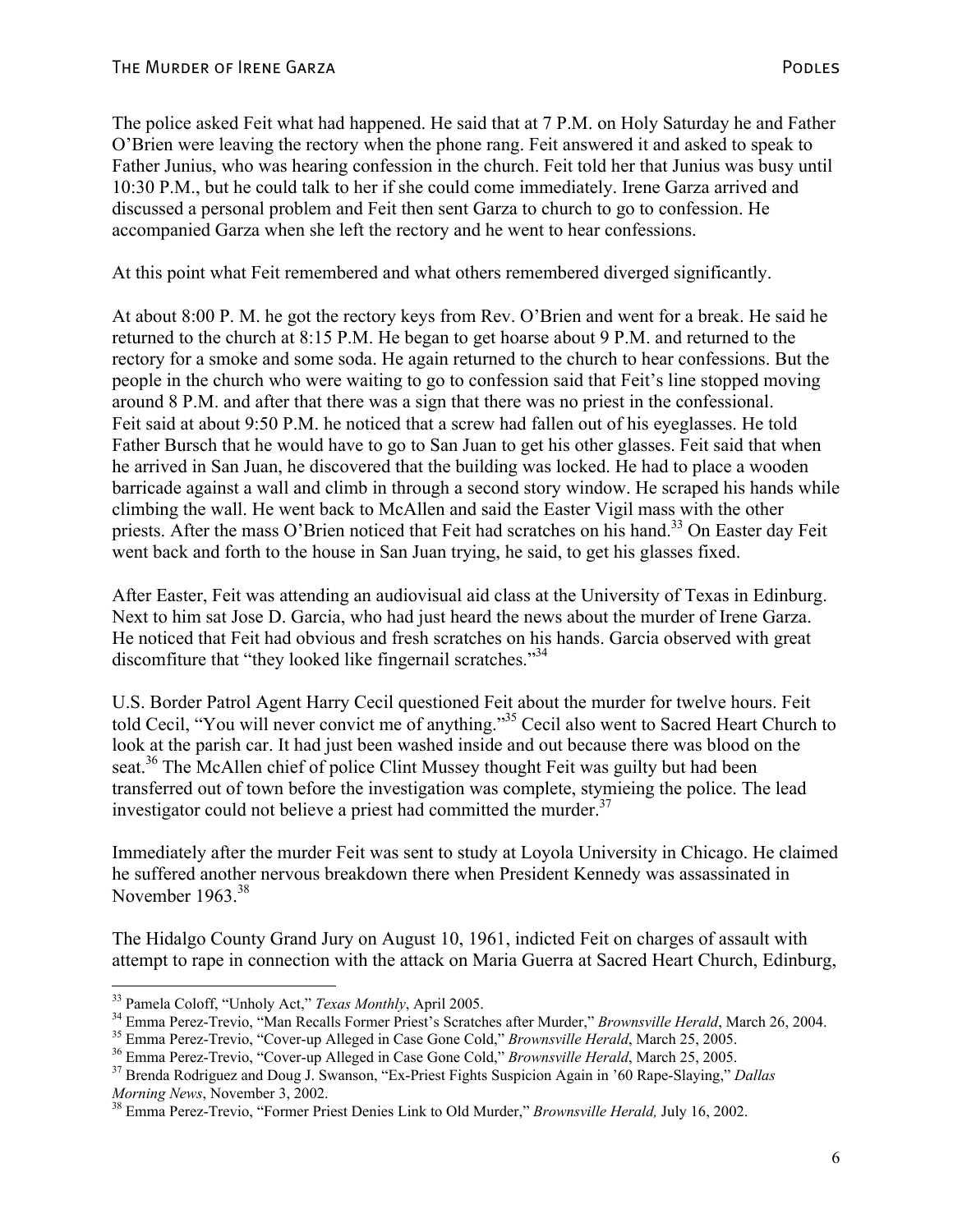The police asked Feit what had happened. He said that at 7 P.M. on Holy Saturday he and Father O'Brien were leaving the rectory when the phone rang. Feit answered it and asked to speak to Father Junius, who was hearing confession in the church. Feit told her that Junius was busy until 10:30 P.M., but he could talk to her if she could come immediately. Irene Garza arrived and discussed a personal problem and Feit then sent Garza to church to go to confession. He accompanied Garza when she left the rectory and he went to hear confessions.

At this point what Feit remembered and what others remembered diverged significantly.

At about 8:00 P. M. he got the rectory keys from Rev. O'Brien and went for a break. He said he returned to the church at 8:15 P.M. He began to get hoarse about 9 P.M. and returned to the rectory for a smoke and some soda. He again returned to the church to hear confessions. But the people in the church who were waiting to go to confession said that Feit's line stopped moving around 8 P.M. and after that there was a sign that there was no priest in the confessional. Feit said at about 9:50 P.M. he noticed that a screw had fallen out of his eyeglasses. He told Father Bursch that he would have to go to San Juan to get his other glasses. Feit said that when he arrived in San Juan, he discovered that the building was locked. He had to place a wooden barricade against a wall and climb in through a second story window. He scraped his hands while climbing the wall. He went back to McAllen and said the Easter Vigil mass with the other priests. After the mass O'Brien noticed that Feit had scratches on his hand.[33] On Easter day Feit went back and forth to the house in San Juan trying, he said, to get his glasses fixed.

After Easter, Feit was attending an audiovisual aid class at the University of Texas in Edinburg. Next to him sat Jose D. Garcia, who had just heard the news about the murder of Irene Garza. He noticed that Feit had obvious and fresh scratches on his hands. Garcia observed with great discomfiture that "they looked like fingernail scratches."[34]

U.S. Border Patrol Agent Harry Cecil questioned Feit about the murder for twelve hours. Feit told Cecil, "You will never convict me of anything."[35] Cecil also went to Sacred Heart Church to look at the parish car. It had just been washed inside and out because there was blood on the seat.[36] The McAllen chief of police Clint Mussey thought Feit was guilty but had been transferred out of town before the investigation was complete, stymieing the police. The lead investigator could not believe a priest had committed the murder.[37]

Immediately after the murder Feit was sent to study at Loyola University in Chicago. He claimed he suffered another nervous breakdown there when President Kennedy was assassinated in November 1963.[38]

The Hidalgo County Grand Jury on August 10, 1961, indicted Feit on charges of assault with attempt to rape in connection with the attack on Maria Guerra at Sacred Heart Church, Edinburg,

---

[33] Pamela Coloff, "Unholy Act," *Texas Monthly*, April 2005.

[34] Emma Perez-Trevio, "Man Recalls Former Priest's Scratches after Murder," *Brownsville Herald*, March 26, 2004.

[35] Emma Perez-Trevio, "Cover-up Alleged in Case Gone Cold," *Brownsville Herald*, March 25, 2005.

[36] Emma Perez-Trevio, "Cover-up Alleged in Case Gone Cold," *Brownsville Herald*, March 25, 2005.

[37] Brenda Rodriguez and Doug J. Swanson, "Ex-Priest Fights Suspicion Again in '60 Rape-Slaying," *Dallas Morning News*, November 3, 2002.

[38] Emma Perez-Trevio, "Former Priest Denies Link to Old Murder," *Brownsville Herald,* July 16, 2002.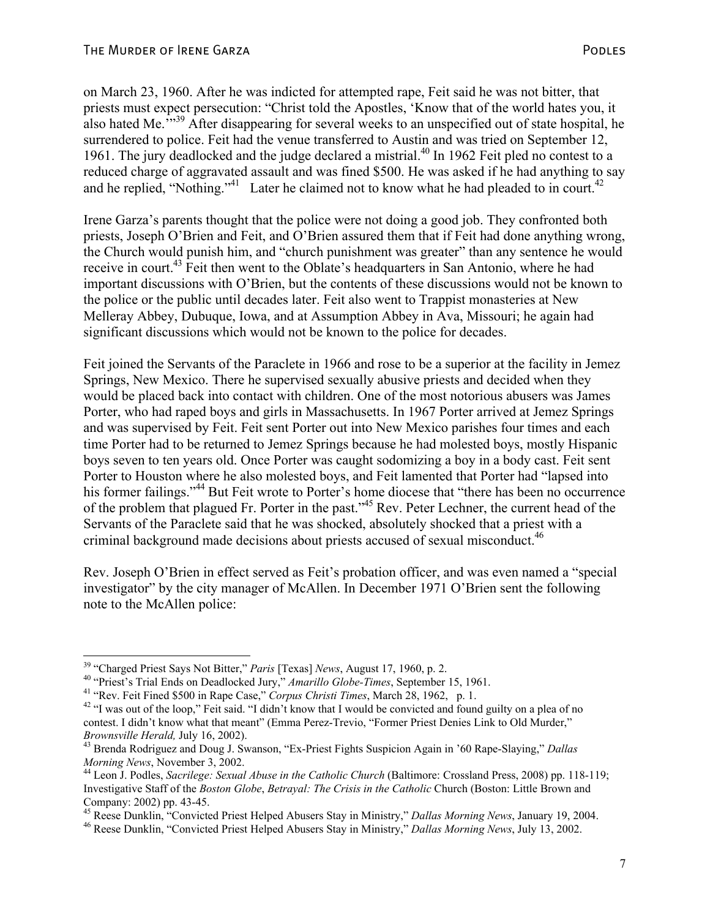on March 23, 1960. After he was indicted for attempted rape, Feit said he was not bitter, that priests must expect persecution: "Christ told the Apostles, 'Know that of the world hates you, it also hated Me.'"[39] After disappearing for several weeks to an unspecified out of state hospital, he surrendered to police. Feit had the venue transferred to Austin and was tried on September 12, 1961. The jury deadlocked and the judge declared a mistrial.[40] In 1962 Feit pled no contest to a reduced charge of aggravated assault and was fined $500. He was asked if he had anything to say and he replied, "Nothing."[41] Later he claimed not to know what he had pleaded to in court.[42]

Irene Garza's parents thought that the police were not doing a good job. They confronted both priests, Joseph O'Brien and Feit, and O'Brien assured them that if Feit had done anything wrong, the Church would punish him, and "church punishment was greater" than any sentence he would receive in court.[43] Feit then went to the Oblate's headquarters in San Antonio, where he had important discussions with O'Brien, but the contents of these discussions would not be known to the police or the public until decades later. Feit also went to Trappist monasteries at New Melleray Abbey, Dubuque, Iowa, and at Assumption Abbey in Ava, Missouri; he again had significant discussions which would not be known to the police for decades.

Feit joined the Servants of the Paraclete in 1966 and rose to be a superior at the facility in Jemez Springs, New Mexico. There he supervised sexually abusive priests and decided when they would be placed back into contact with children. One of the most notorious abusers was James Porter, who had raped boys and girls in Massachusetts. In 1967 Porter arrived at Jemez Springs and was supervised by Feit. Feit sent Porter out into New Mexico parishes four times and each time Porter had to be returned to Jemez Springs because he had molested boys, mostly Hispanic boys seven to ten years old. Once Porter was caught sodomizing a boy in a body cast. Feit sent Porter to Houston where he also molested boys, and Feit lamented that Porter had "lapsed into his former failings."[44] But Feit wrote to Porter's home diocese that "there has been no occurrence of the problem that plagued Fr. Porter in the past."[45] Rev. Peter Lechner, the current head of the Servants of the Paraclete said that he was shocked, absolutely shocked that a priest with a criminal background made decisions about priests accused of sexual misconduct.[46]

Rev. Joseph O'Brien in effect served as Feit's probation officer, and was even named a "special investigator" by the city manager of McAllen. In December 1971 O'Brien sent the following note to the McAllen police:

---

[39] "Charged Priest Says Not Bitter," *Paris* [Texas] *News*, August 17, 1960, p. 2.

[40] "Priest's Trial Ends on Deadlocked Jury," *Amarillo Globe-Times*, September 15, 1961.

[41] "Rev. Feit Fined $500 in Rape Case," *Corpus Christi Times*, March 28, 1962, p. 1.

[42] "I was out of the loop," Feit said. "I didn't know that I would be convicted and found guilty on a plea of no contest. I didn't know what that meant" (Emma Perez-Trevio, "Former Priest Denies Link to Old Murder," *Brownsville Herald,* July 16, 2002).

[43] Brenda Rodriguez and Doug J. Swanson, "Ex-Priest Fights Suspicion Again in '60 Rape-Slaying," *Dallas Morning News*, November 3, 2002.

[44] Leon J. Podles, *Sacrilege: Sexual Abuse in the Catholic Church* (Baltimore: Crossland Press, 2008) pp. 118-119; Investigative Staff of the *Boston Globe*, *Betrayal: The Crisis in the Catholic* Church (Boston: Little Brown and Company: 2002) pp. 43-45.

[45] Reese Dunklin, "Convicted Priest Helped Abusers Stay in Ministry," *Dallas Morning News*, January 19, 2004.

[46] Reese Dunklin, "Convicted Priest Helped Abusers Stay in Ministry," *Dallas Morning News*, July 13, 2002.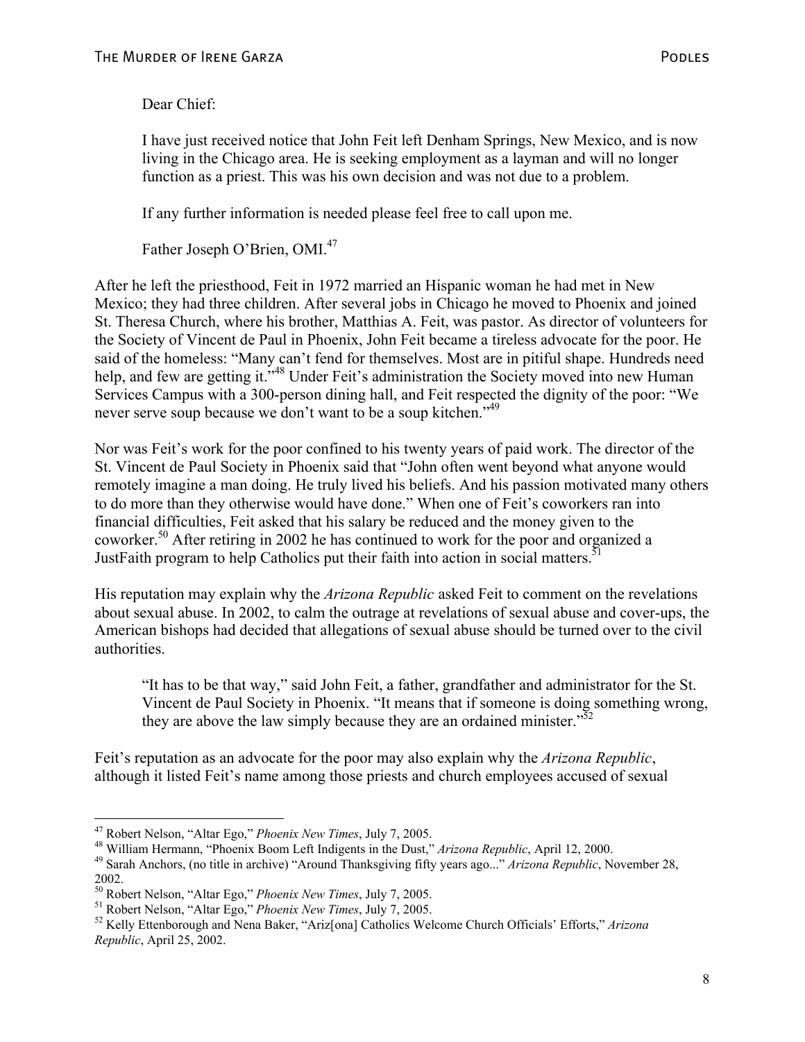> Dear Chief:
>
> I have just received notice that John Feit left Denham Springs, New Mexico, and is now living in the Chicago area. He is seeking employment as a layman and will no longer function as a priest. This was his own decision and was not due to a problem.
>
> If any further information is needed please feel free to call upon me.
>
> Father Joseph O'Brien, OMI.[47]

After he left the priesthood, Feit in 1972 married an Hispanic woman he had met in New Mexico; they had three children. After several jobs in Chicago he moved to Phoenix and joined St. Theresa Church, where his brother, Matthias A. Feit, was pastor. As director of volunteers for the Society of Vincent de Paul in Phoenix, John Feit became a tireless advocate for the poor. He said of the homeless: "Many can't fend for themselves. Most are in pitiful shape. Hundreds need help, and few are getting it."[48] Under Feit's administration the Society moved into new Human Services Campus with a 300-person dining hall, and Feit respected the dignity of the poor: "We never serve soup because we don't want to be a soup kitchen."[49]

Nor was Feit's work for the poor confined to his twenty years of paid work. The director of the St. Vincent de Paul Society in Phoenix said that "John often went beyond what anyone would remotely imagine a man doing. He truly lived his beliefs. And his passion motivated many others to do more than they otherwise would have done." When one of Feit's coworkers ran into financial difficulties, Feit asked that his salary be reduced and the money given to the coworker.[50] After retiring in 2002 he has continued to work for the poor and organized a JustFaith program to help Catholics put their faith into action in social matters.[51]

His reputation may explain why the *Arizona Republic* asked Feit to comment on the revelations about sexual abuse. In 2002, to calm the outrage at revelations of sexual abuse and cover-ups, the American bishops had decided that allegations of sexual abuse should be turned over to the civil authorities.

> "It has to be that way," said John Feit, a father, grandfather and administrator for the St. Vincent de Paul Society in Phoenix. "It means that if someone is doing something wrong, they are above the law simply because they are an ordained minister."[52]

Feit's reputation as an advocate for the poor may also explain why the *Arizona Republic*, although it listed Feit's name among those priests and church employees accused of sexual

---

[47] Robert Nelson, "Altar Ego," *Phoenix New Times*, July 7, 2005.

[48] William Hermann, "Phoenix Boom Left Indigents in the Dust," *Arizona Republic*, April 12, 2000.

[49] Sarah Anchors, (no title in archive) "Around Thanksgiving fifty years ago..." *Arizona Republic*, November 28, 2002.

[50] Robert Nelson, "Altar Ego," *Phoenix New Times*, July 7, 2005.

[51] Robert Nelson, "Altar Ego," *Phoenix New Times*, July 7, 2005.

[52] Kelly Ettenborough and Nena Baker, "Ariz[ona] Catholics Welcome Church Officials' Efforts," *Arizona Republic*, April 25, 2002.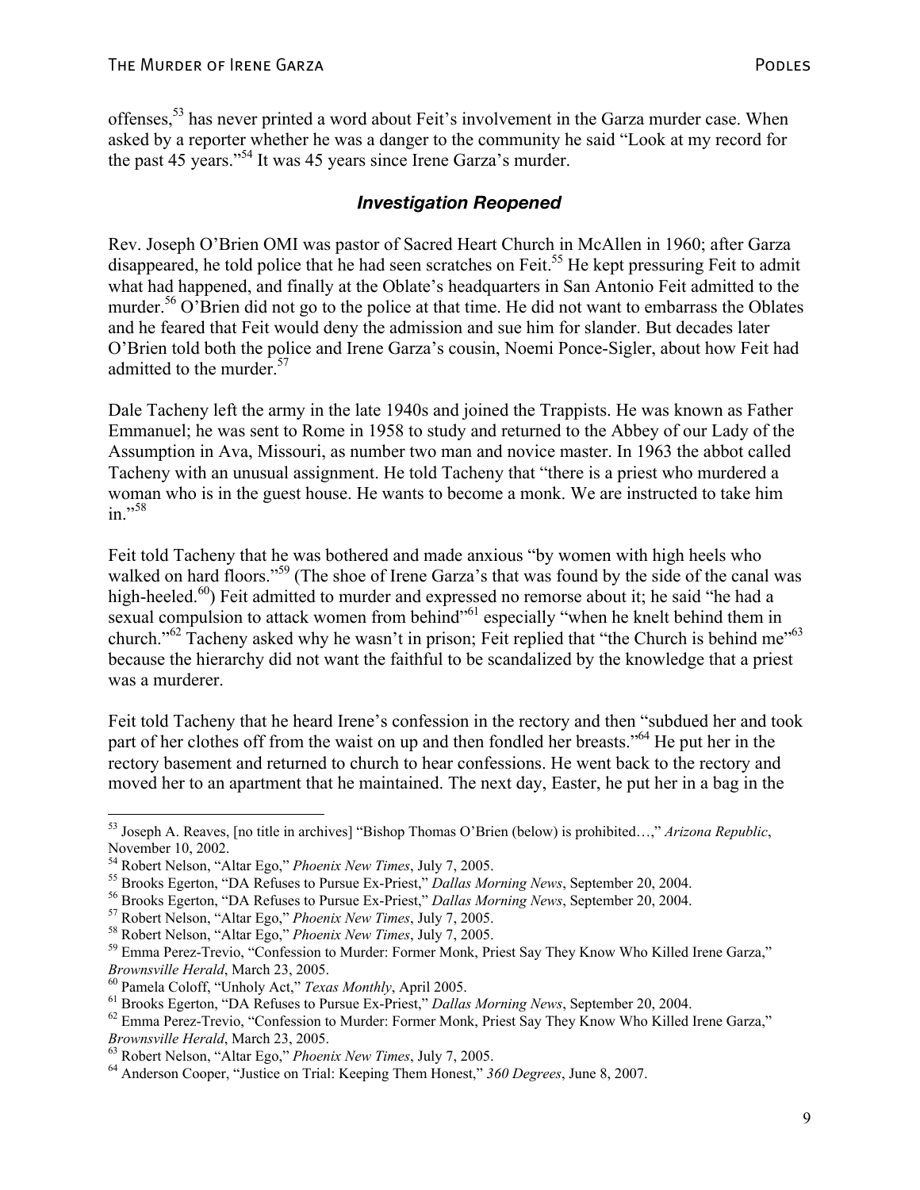offenses,[53] has never printed a word about Feit's involvement in the Garza murder case. When asked by a reporter whether he was a danger to the community he said "Look at my record for the past 45 years."[54] It was 45 years since Irene Garza's murder.

### *Investigation Reopened*

Rev. Joseph O'Brien OMI was pastor of Sacred Heart Church in McAllen in 1960; after Garza disappeared, he told police that he had seen scratches on Feit.[55] He kept pressuring Feit to admit what had happened, and finally at the Oblate's headquarters in San Antonio Feit admitted to the murder.[56] O'Brien did not go to the police at that time. He did not want to embarrass the Oblates and he feared that Feit would deny the admission and sue him for slander. But decades later O'Brien told both the police and Irene Garza's cousin, Noemi Ponce-Sigler, about how Feit had admitted to the murder.[57]

Dale Tacheny left the army in the late 1940s and joined the Trappists. He was known as Father Emmanuel; he was sent to Rome in 1958 to study and returned to the Abbey of our Lady of the Assumption in Ava, Missouri, as number two man and novice master. In 1963 the abbot called Tacheny with an unusual assignment. He told Tacheny that "there is a priest who murdered a woman who is in the guest house. He wants to become a monk. We are instructed to take him in."[58]

Feit told Tacheny that he was bothered and made anxious "by women with high heels who walked on hard floors."[59] (The shoe of Irene Garza's that was found by the side of the canal was high-heeled.[60]) Feit admitted to murder and expressed no remorse about it; he said "he had a sexual compulsion to attack women from behind"[61] especially "when he knelt behind them in church."[62] Tacheny asked why he wasn't in prison; Feit replied that "the Church is behind me"[63] because the hierarchy did not want the faithful to be scandalized by the knowledge that a priest was a murderer.

Feit told Tacheny that he heard Irene's confession in the rectory and then "subdued her and took part of her clothes off from the waist on up and then fondled her breasts."[64] He put her in the rectory basement and returned to church to hear confessions. He went back to the rectory and moved her to an apartment that he maintained. The next day, Easter, he put her in a bag in the

---

[53] Joseph A. Reaves, [no title in archives] "Bishop Thomas O'Brien (below) is prohibited…," *Arizona Republic*, November 10, 2002.

[54] Robert Nelson, "Altar Ego," *Phoenix New Times*, July 7, 2005.

[55] Brooks Egerton, "DA Refuses to Pursue Ex-Priest," *Dallas Morning News*, September 20, 2004.

[56] Brooks Egerton, "DA Refuses to Pursue Ex-Priest," *Dallas Morning News*, September 20, 2004.

[57] Robert Nelson, "Altar Ego," *Phoenix New Times*, July 7, 2005.

[58] Robert Nelson, "Altar Ego," *Phoenix New Times*, July 7, 2005.

[59] Emma Perez-Trevio, "Confession to Murder: Former Monk, Priest Say They Know Who Killed Irene Garza," *Brownsville Herald*, March 23, 2005.

[60] Pamela Coloff, "Unholy Act," *Texas Monthly*, April 2005.

[61] Brooks Egerton, "DA Refuses to Pursue Ex-Priest," *Dallas Morning News*, September 20, 2004.

[62] Emma Perez-Trevio, "Confession to Murder: Former Monk, Priest Say They Know Who Killed Irene Garza," *Brownsville Herald*, March 23, 2005.

[63] Robert Nelson, "Altar Ego," *Phoenix New Times*, July 7, 2005.

[64] Anderson Cooper, "Justice on Trial: Keeping Them Honest," *360 Degrees*, June 8, 2007.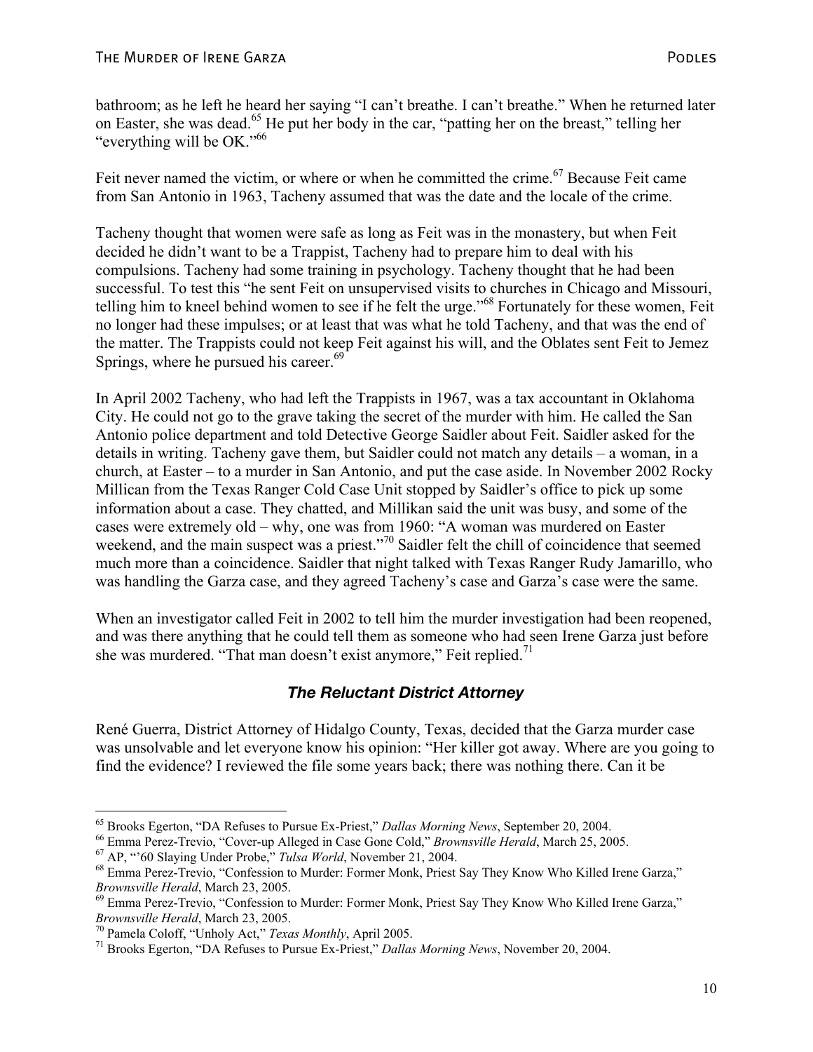bathroom; as he left he heard her saying "I can't breathe. I can't breathe." When he returned later on Easter, she was dead.[65] He put her body in the car, "patting her on the breast," telling her "everything will be OK."[66]

Feit never named the victim, or where or when he committed the crime.[67] Because Feit came from San Antonio in 1963, Tacheny assumed that was the date and the locale of the crime.

Tacheny thought that women were safe as long as Feit was in the monastery, but when Feit decided he didn't want to be a Trappist, Tacheny had to prepare him to deal with his compulsions. Tacheny had some training in psychology. Tacheny thought that he had been successful. To test this "he sent Feit on unsupervised visits to churches in Chicago and Missouri, telling him to kneel behind women to see if he felt the urge."[68] Fortunately for these women, Feit no longer had these impulses; or at least that was what he told Tacheny, and that was the end of the matter. The Trappists could not keep Feit against his will, and the Oblates sent Feit to Jemez Springs, where he pursued his career.[69]

In April 2002 Tacheny, who had left the Trappists in 1967, was a tax accountant in Oklahoma City. He could not go to the grave taking the secret of the murder with him. He called the San Antonio police department and told Detective George Saidler about Feit. Saidler asked for the details in writing. Tacheny gave them, but Saidler could not match any details – a woman, in a church, at Easter – to a murder in San Antonio, and put the case aside. In November 2002 Rocky Millican from the Texas Ranger Cold Case Unit stopped by Saidler's office to pick up some information about a case. They chatted, and Millikan said the unit was busy, and some of the cases were extremely old – why, one was from 1960: "A woman was murdered on Easter weekend, and the main suspect was a priest."[70] Saidler felt the chill of coincidence that seemed much more than a coincidence. Saidler that night talked with Texas Ranger Rudy Jamarillo, who was handling the Garza case, and they agreed Tacheny's case and Garza's case were the same.

When an investigator called Feit in 2002 to tell him the murder investigation had been reopened, and was there anything that he could tell them as someone who had seen Irene Garza just before she was murdered. "That man doesn't exist anymore," Feit replied.[71]

### *The Reluctant District Attorney*

René Guerra, District Attorney of Hidalgo County, Texas, decided that the Garza murder case was unsolvable and let everyone know his opinion: "Her killer got away. Where are you going to find the evidence? I reviewed the file some years back; there was nothing there. Can it be

---

[65] Brooks Egerton, "DA Refuses to Pursue Ex-Priest," *Dallas Morning News*, September 20, 2004.
[66] Emma Perez-Trevio, "Cover-up Alleged in Case Gone Cold," *Brownsville Herald*, March 25, 2005.
[67] AP, "'60 Slaying Under Probe," *Tulsa World*, November 21, 2004.
[68] Emma Perez-Trevio, "Confession to Murder: Former Monk, Priest Say They Know Who Killed Irene Garza," *Brownsville Herald*, March 23, 2005.
[69] Emma Perez-Trevio, "Confession to Murder: Former Monk, Priest Say They Know Who Killed Irene Garza," *Brownsville Herald*, March 23, 2005.
[70] Pamela Coloff, "Unholy Act," *Texas Monthly*, April 2005.
[71] Brooks Egerton, "DA Refuses to Pursue Ex-Priest," *Dallas Morning News*, November 20, 2004.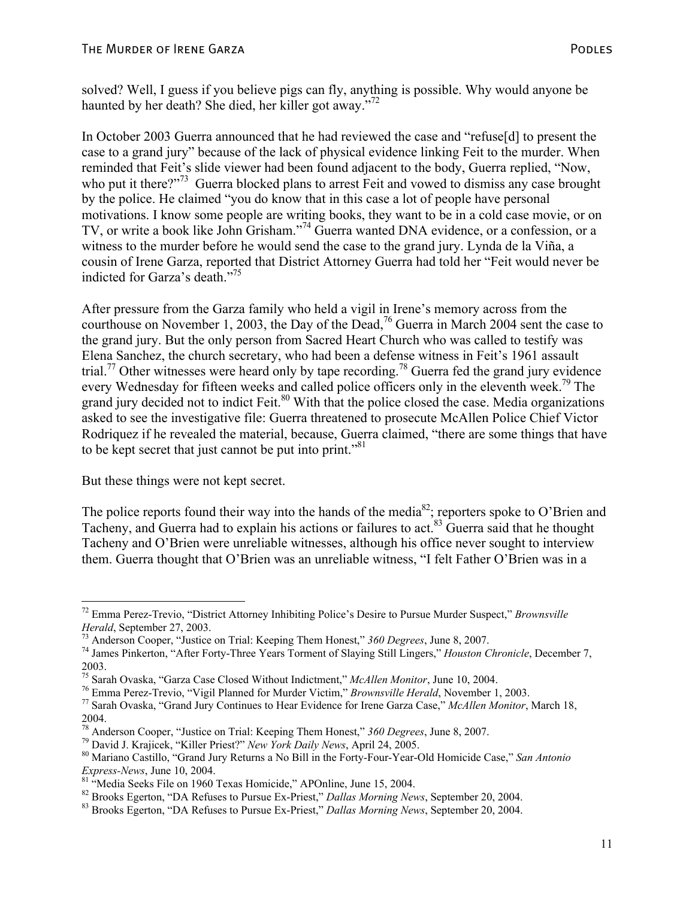solved? Well, I guess if you believe pigs can fly, anything is possible. Why would anyone be haunted by her death? She died, her killer got away."[72]

In October 2003 Guerra announced that he had reviewed the case and "refuse[d] to present the case to a grand jury" because of the lack of physical evidence linking Feit to the murder. When reminded that Feit's slide viewer had been found adjacent to the body, Guerra replied, "Now, who put it there?"[73] Guerra blocked plans to arrest Feit and vowed to dismiss any case brought by the police. He claimed "you do know that in this case a lot of people have personal motivations. I know some people are writing books, they want to be in a cold case movie, or on TV, or write a book like John Grisham."[74] Guerra wanted DNA evidence, or a confession, or a witness to the murder before he would send the case to the grand jury. Lynda de la Viña, a cousin of Irene Garza, reported that District Attorney Guerra had told her "Feit would never be indicted for Garza's death."[75]

After pressure from the Garza family who held a vigil in Irene's memory across from the courthouse on November 1, 2003, the Day of the Dead,[76] Guerra in March 2004 sent the case to the grand jury. But the only person from Sacred Heart Church who was called to testify was Elena Sanchez, the church secretary, who had been a defense witness in Feit's 1961 assault trial.[77] Other witnesses were heard only by tape recording.[78] Guerra fed the grand jury evidence every Wednesday for fifteen weeks and called police officers only in the eleventh week.[79] The grand jury decided not to indict Feit.[80] With that the police closed the case. Media organizations asked to see the investigative file: Guerra threatened to prosecute McAllen Police Chief Victor Rodriquez if he revealed the material, because, Guerra claimed, "there are some things that have to be kept secret that just cannot be put into print."[81]

But these things were not kept secret.

The police reports found their way into the hands of the media[82]; reporters spoke to O'Brien and Tacheny, and Guerra had to explain his actions or failures to act.[83] Guerra said that he thought Tacheny and O'Brien were unreliable witnesses, although his office never sought to interview them. Guerra thought that O'Brien was an unreliable witness, "I felt Father O'Brien was in a

---

[72] Emma Perez-Trevio, "District Attorney Inhibiting Police's Desire to Pursue Murder Suspect," *Brownsville Herald*, September 27, 2003.

[73] Anderson Cooper, "Justice on Trial: Keeping Them Honest," *360 Degrees*, June 8, 2007.

[74] James Pinkerton, "After Forty-Three Years Torment of Slaying Still Lingers," *Houston Chronicle*, December 7, 2003.

[75] Sarah Ovaska, "Garza Case Closed Without Indictment," *McAllen Monitor*, June 10, 2004.

[76] Emma Perez-Trevio, "Vigil Planned for Murder Victim," *Brownsville Herald*, November 1, 2003.

[77] Sarah Ovaska, "Grand Jury Continues to Hear Evidence for Irene Garza Case," *McAllen Monitor*, March 18, 2004.

[78] Anderson Cooper, "Justice on Trial: Keeping Them Honest," *360 Degrees*, June 8, 2007.

[79] David J. Krajicek, "Killer Priest?" *New York Daily News*, April 24, 2005.

[80] Mariano Castillo, "Grand Jury Returns a No Bill in the Forty-Four-Year-Old Homicide Case," *San Antonio Express-News*, June 10, 2004.

[81] "Media Seeks File on 1960 Texas Homicide," APOnline, June 15, 2004.

[82] Brooks Egerton, "DA Refuses to Pursue Ex-Priest," *Dallas Morning News*, September 20, 2004.

[83] Brooks Egerton, "DA Refuses to Pursue Ex-Priest," *Dallas Morning News*, September 20, 2004.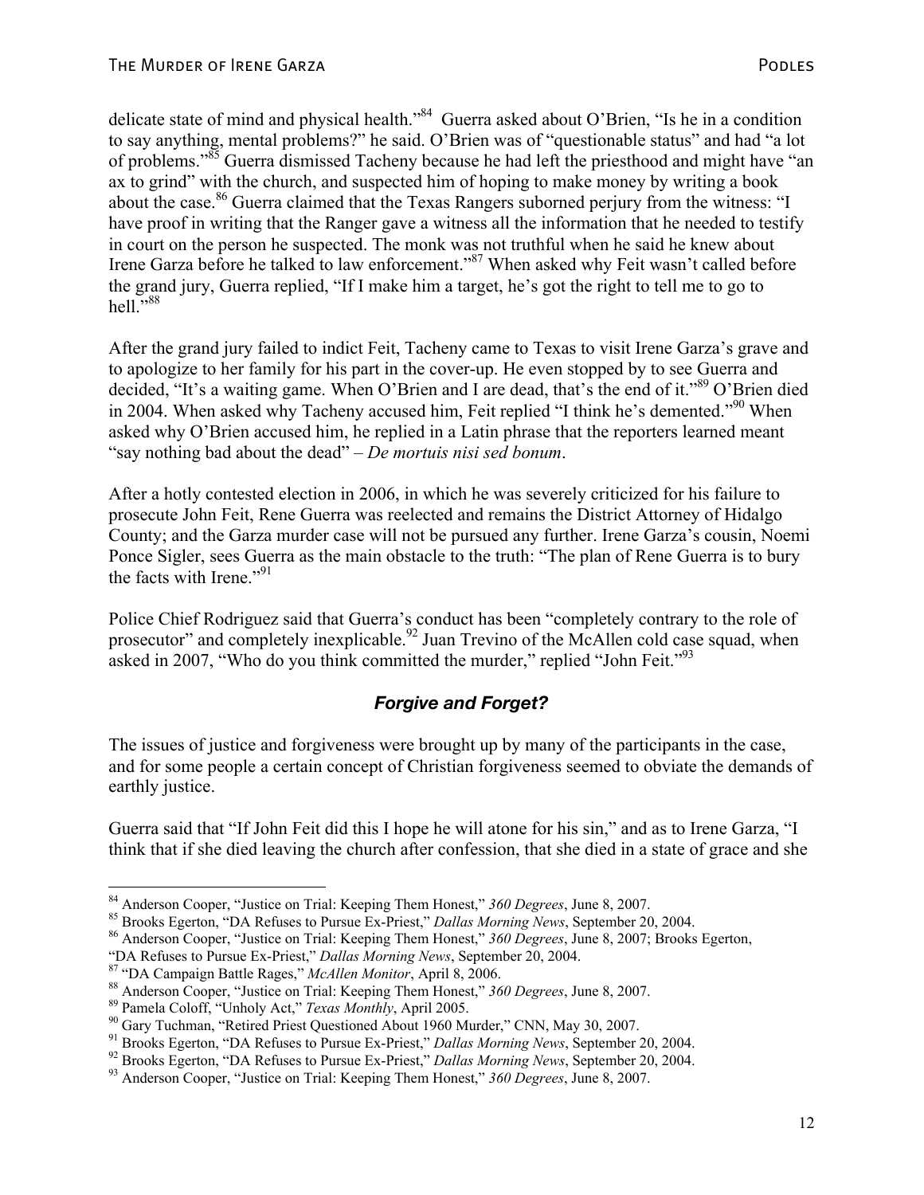delicate state of mind and physical health."[84] Guerra asked about O'Brien, "Is he in a condition to say anything, mental problems?" he said. O'Brien was of "questionable status" and had "a lot of problems."[85] Guerra dismissed Tacheny because he had left the priesthood and might have "an ax to grind" with the church, and suspected him of hoping to make money by writing a book about the case.[86] Guerra claimed that the Texas Rangers suborned perjury from the witness: "I have proof in writing that the Ranger gave a witness all the information that he needed to testify in court on the person he suspected. The monk was not truthful when he said he knew about Irene Garza before he talked to law enforcement."[87] When asked why Feit wasn't called before the grand jury, Guerra replied, "If I make him a target, he's got the right to tell me to go to hell."[88]

After the grand jury failed to indict Feit, Tacheny came to Texas to visit Irene Garza's grave and to apologize to her family for his part in the cover-up. He even stopped by to see Guerra and decided, "It's a waiting game. When O'Brien and I are dead, that's the end of it."[89] O'Brien died in 2004. When asked why Tacheny accused him, Feit replied "I think he's demented."[90] When asked why O'Brien accused him, he replied in a Latin phrase that the reporters learned meant "say nothing bad about the dead" – *De mortuis nisi sed bonum*.

After a hotly contested election in 2006, in which he was severely criticized for his failure to prosecute John Feit, Rene Guerra was reelected and remains the District Attorney of Hidalgo County; and the Garza murder case will not be pursued any further. Irene Garza's cousin, Noemi Ponce Sigler, sees Guerra as the main obstacle to the truth: "The plan of Rene Guerra is to bury the facts with Irene."[91]

Police Chief Rodriguez said that Guerra's conduct has been "completely contrary to the role of prosecutor" and completely inexplicable.[92] Juan Trevino of the McAllen cold case squad, when asked in 2007, "Who do you think committed the murder," replied "John Feit."[93]

## ***Forgive and Forget?***

The issues of justice and forgiveness were brought up by many of the participants in the case, and for some people a certain concept of Christian forgiveness seemed to obviate the demands of earthly justice.

Guerra said that "If John Feit did this I hope he will atone for his sin," and as to Irene Garza, "I think that if she died leaving the church after confession, that she died in a state of grace and she

---

[84] Anderson Cooper, "Justice on Trial: Keeping Them Honest," *360 Degrees*, June 8, 2007.
[85] Brooks Egerton, "DA Refuses to Pursue Ex-Priest," *Dallas Morning News*, September 20, 2004.
[86] Anderson Cooper, "Justice on Trial: Keeping Them Honest," *360 Degrees*, June 8, 2007; Brooks Egerton, "DA Refuses to Pursue Ex-Priest," *Dallas Morning News*, September 20, 2004.
[87] "DA Campaign Battle Rages," *McAllen Monitor*, April 8, 2006.
[88] Anderson Cooper, "Justice on Trial: Keeping Them Honest," *360 Degrees*, June 8, 2007.
[89] Pamela Coloff, "Unholy Act," *Texas Monthly*, April 2005.
[90] Gary Tuchman, "Retired Priest Questioned About 1960 Murder," CNN, May 30, 2007.
[91] Brooks Egerton, "DA Refuses to Pursue Ex-Priest," *Dallas Morning News*, September 20, 2004.
[92] Brooks Egerton, "DA Refuses to Pursue Ex-Priest," *Dallas Morning News*, September 20, 2004.
[93] Anderson Cooper, "Justice on Trial: Keeping Them Honest," *360 Degrees*, June 8, 2007.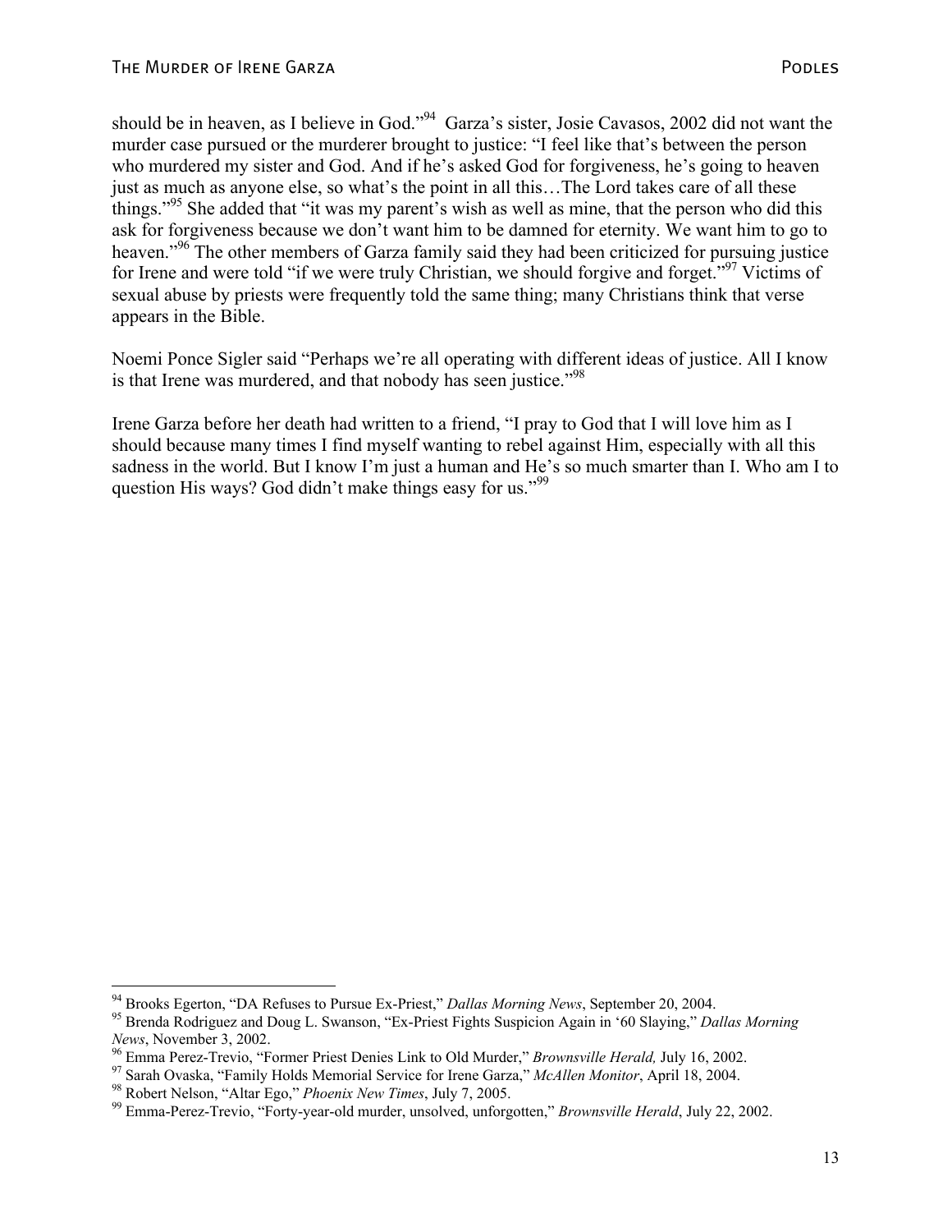should be in heaven, as I believe in God."[94] Garza's sister, Josie Cavasos, 2002 did not want the murder case pursued or the murderer brought to justice: "I feel like that's between the person who murdered my sister and God. And if he's asked God for forgiveness, he's going to heaven just as much as anyone else, so what's the point in all this…The Lord takes care of all these things."[95] She added that "it was my parent's wish as well as mine, that the person who did this ask for forgiveness because we don't want him to be damned for eternity. We want him to go to heaven."[96] The other members of Garza family said they had been criticized for pursuing justice for Irene and were told "if we were truly Christian, we should forgive and forget."[97] Victims of sexual abuse by priests were frequently told the same thing; many Christians think that verse appears in the Bible.

Noemi Ponce Sigler said "Perhaps we're all operating with different ideas of justice. All I know is that Irene was murdered, and that nobody has seen justice."[98]

Irene Garza before her death had written to a friend, "I pray to God that I will love him as I should because many times I find myself wanting to rebel against Him, especially with all this sadness in the world. But I know I'm just a human and He's so much smarter than I. Who am I to question His ways? God didn't make things easy for us."[99]

---

[94] Brooks Egerton, "DA Refuses to Pursue Ex-Priest," *Dallas Morning News*, September 20, 2004.

[95] Brenda Rodriguez and Doug L. Swanson, "Ex-Priest Fights Suspicion Again in '60 Slaying," *Dallas Morning News*, November 3, 2002.

[96] Emma Perez-Trevio, "Former Priest Denies Link to Old Murder," *Brownsville Herald,* July 16, 2002.

[97] Sarah Ovaska, "Family Holds Memorial Service for Irene Garza," *McAllen Monitor*, April 18, 2004.

[98] Robert Nelson, "Altar Ego," *Phoenix New Times*, July 7, 2005.

[99] Emma-Perez-Trevio, "Forty-year-old murder, unsolved, unforgotten," *Brownsville Herald*, July 22, 2002.